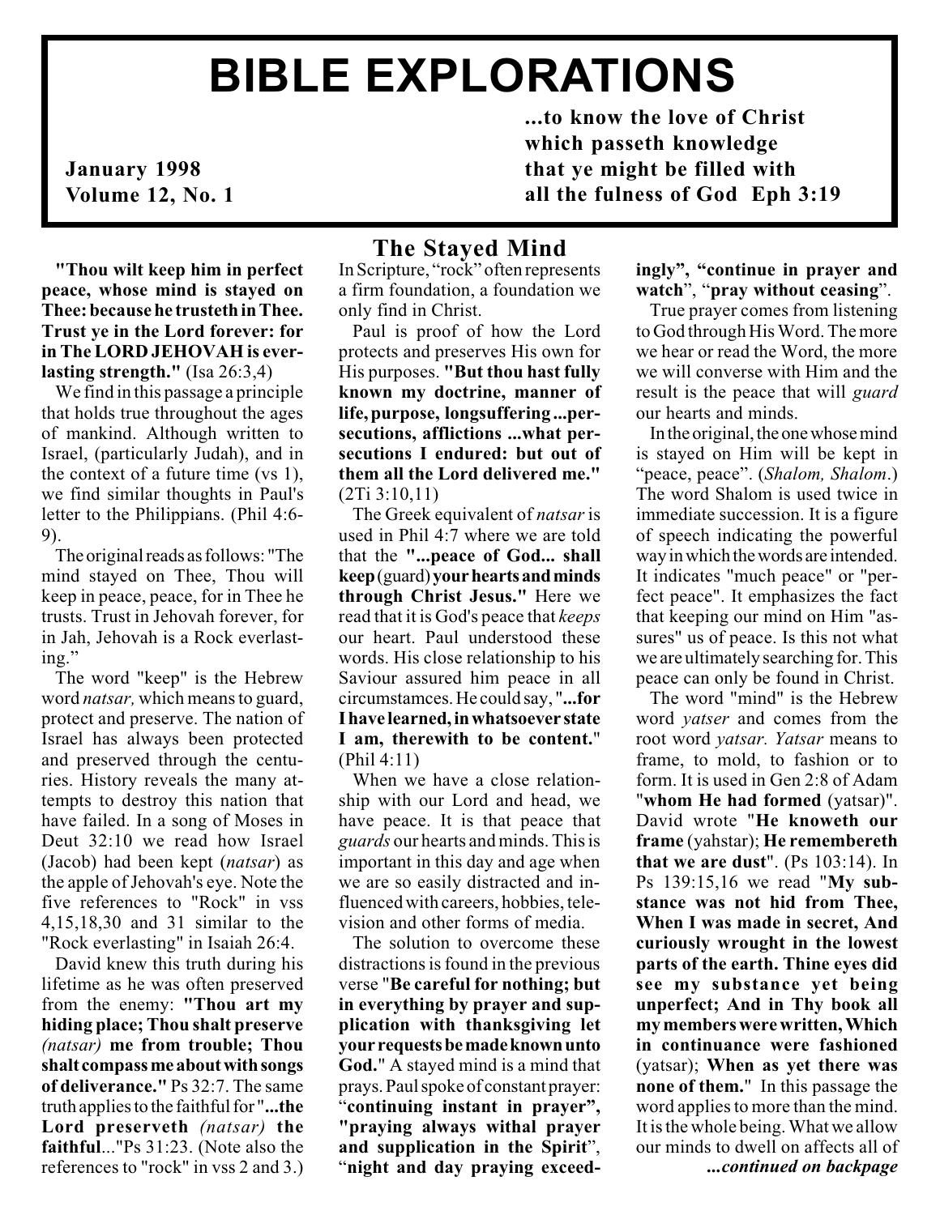# BIBLE EXPLORATIONS

January 1998
Volume 12, No. 1

**...to know the love of Christ which passeth knowledge that ye might be filled with all the fulness of God Eph 3:19**

## The Stayed Mind

**"Thou wilt keep him in perfect peace, whose mind is stayed on Thee: because he trusteth in Thee. Trust ye in the Lord forever: for in The LORD JEHOVAH is everlasting strength."** (Isa 26:3,4)

We find in this passage a principle that holds true throughout the ages of mankind. Although written to Israel, (particularly Judah), and in the context of a future time (vs 1), we find similar thoughts in Paul's letter to the Philippians. (Phil 4:6-9).

The original reads as follows: "The mind stayed on Thee, Thou will keep in peace, peace, for in Thee he trusts. Trust in Jehovah forever, for in Jah, Jehovah is a Rock everlasting."

The word "keep" is the Hebrew word *natsar,* which means to guard, protect and preserve. The nation of Israel has always been protected and preserved through the centuries. History reveals the many attempts to destroy this nation that have failed. In a song of Moses in Deut 32:10 we read how Israel (Jacob) had been kept (*natsar*) as the apple of Jehovah's eye. Note the five references to "Rock" in vss 4,15,18,30 and 31 similar to the "Rock everlasting" in Isaiah 26:4.

David knew this truth during his lifetime as he was often preserved from the enemy: **"Thou art my hiding place; Thou shalt preserve** *(natsar)* **me from trouble; Thou shalt compass me about with songs of deliverance."** Ps 32:7. The same truth applies to the faithful for "**...the Lord preserveth** *(natsar)* **the faithful**..."Ps 31:23. (Note also the references to "rock" in vss 2 and 3.)

In Scripture, "rock" often represents a firm foundation, a foundation we only find in Christ.

Paul is proof of how the Lord protects and preserves His own for His purposes. **"But thou hast fully known my doctrine, manner of life, purpose, longsuffering ...persecutions, afflictions ...what persecutions I endured: but out of them all the Lord delivered me."** (2Ti 3:10,11)

The Greek equivalent of *natsar* is used in Phil 4:7 where we are told that the **"...peace of God... shall keep** (guard) **your hearts and minds through Christ Jesus."** Here we read that it is God's peace that *keeps* our heart. Paul understood these words. His close relationship to his Saviour assured him peace in all circumstamces. He could say, "**...for I have learned, in whatsoever state I am, therewith to be content.**" (Phil 4:11)

When we have a close relationship with our Lord and head, we have peace. It is that peace that *guards* our hearts and minds. This is important in this day and age when we are so easily distracted and influenced with careers, hobbies, television and other forms of media.

The solution to overcome these distractions is found in the previous verse "**Be careful for nothing; but in everything by prayer and supplication with thanksgiving let your requests be made known unto God.**" A stayed mind is a mind that prays. Paul spoke of constant prayer: "**continuing instant in prayer", "praying always withal prayer and supplication in the Spirit**", "**night and day praying exceedingly", "continue in prayer and watch**", "**pray without ceasing**".

True prayer comes from listening to God through His Word. The more we hear or read the Word, the more we will converse with Him and the result is the peace that will *guard* our hearts and minds.

In the original, the one whose mind is stayed on Him will be kept in "peace, peace". (*Shalom, Shalom*.) The word Shalom is used twice in immediate succession. It is a figure of speech indicating the powerful way in which the words are intended. It indicates "much peace" or "perfect peace". It emphasizes the fact that keeping our mind on Him "assures" us of peace. Is this not what we are ultimately searching for. This peace can only be found in Christ.

The word "mind" is the Hebrew word *yatser* and comes from the root word *yatsar. Yatsar* means to frame, to mold, to fashion or to form. It is used in Gen 2:8 of Adam "**whom He had formed** (yatsar)". David wrote "**He knoweth our frame** (yahstar); **He remembereth that we are dust**". (Ps 103:14). In Ps 139:15,16 we read "**My substance was not hid from Thee, When I was made in secret, And curiously wrought in the lowest parts of the earth. Thine eyes did see my substance yet being unperfect; And in Thy book all my members were written, Which in continuance were fashioned** (yatsar); **When as yet there was none of them.**" In this passage the word applies to more than the mind. It is the whole being. What we allow our minds to dwell on affects all of

***...continued on backpage***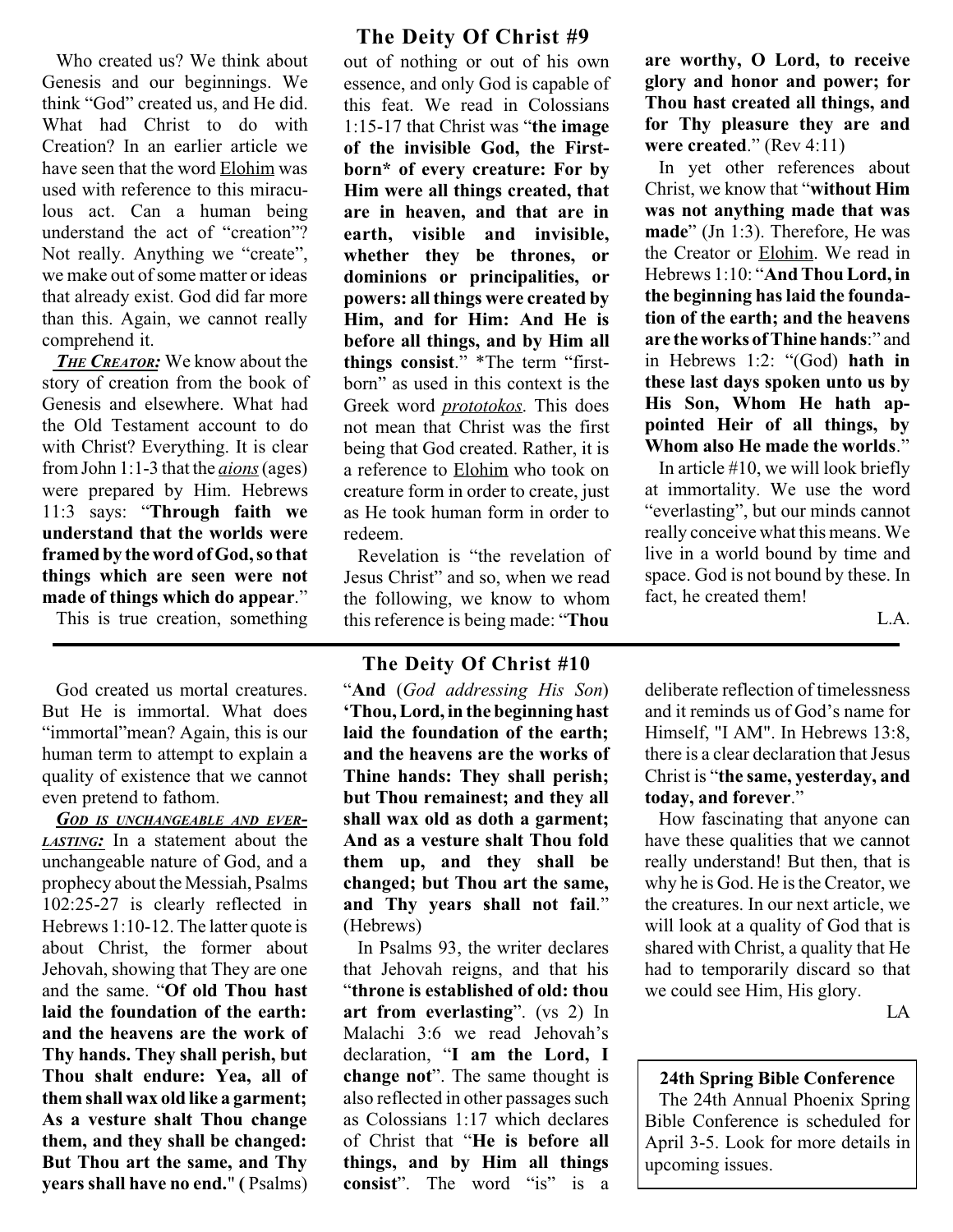## The Deity Of Christ #9

Who created us? We think about Genesis and our beginnings. We think "God" created us, and He did. What had Christ to do with Creation? In an earlier article we have seen that the word Elohim was used with reference to this miraculous act. Can a human being understand the act of "creation"? Not really. Anything we "create", we make out of some matter or ideas that already exist. God did far more than this. Again, we cannot really comprehend it.

***The Creator:*** We know about the story of creation from the book of Genesis and elsewhere. What had the Old Testament account to do with Christ? Everything. It is clear from John 1:1-3 that the *aions* (ages) were prepared by Him. Hebrews 11:3 says: "**Through faith we understand that the worlds were framed by the word of God, so that things which are seen were not made of things which do appear**."

This is true creation, something out of nothing or out of his own essence, and only God is capable of this feat. We read in Colossians 1:15-17 that Christ was "**the image of the invisible God, the First-born* of every creature: For by Him were all things created, that are in heaven, and that are in earth, visible and invisible, whether they be thrones, or dominions or principalities, or powers: all things were created by Him, and for Him: And He is before all things, and by Him all things consist**." *The term "first-born" as used in this context is the Greek word *prototokos*. This does not mean that Christ was the first being that God created. Rather, it is a reference to Elohim who took on creature form in order to create, just as He took human form in order to redeem.

Revelation is "the revelation of Jesus Christ" and so, when we read the following, we know to whom this reference is being made: "**Thou are worthy, O Lord, to receive glory and honor and power; for Thou hast created all things, and for Thy pleasure they are and were created**." (Rev 4:11)

In yet other references about Christ, we know that "**without Him was not anything made that was made**" (Jn 1:3). Therefore, He was the Creator or Elohim. We read in Hebrews 1:10: "**And Thou Lord, in the beginning has laid the foundation of the earth; and the heavens are the works of Thine hands**:" and in Hebrews 1:2: "(God) **hath in these last days spoken unto us by His Son, Whom He hath appointed Heir of all things, by Whom also He made the worlds**."

In article #10, we will look briefly at immortality. We use the word "everlasting", but our minds cannot really conceive what this means. We live in a world bound by time and space. God is not bound by these. In fact, he created them!

L.A.

---

## The Deity Of Christ #10

God created us mortal creatures. But He is immortal. What does "immortal" mean? Again, this is our human term to attempt to explain a quality of existence that we cannot even pretend to fathom.

***God is unchangeable and everlasting:*** In a statement about the unchangeable nature of God, and a prophecy about the Messiah, Psalms 102:25-27 is clearly reflected in Hebrews 1:10-12. The latter quote is about Christ, the former about Jehovah, showing that They are one and the same. "**Of old Thou hast laid the foundation of the earth: and the heavens are the work of Thy hands. They shall perish, but Thou shalt endure: Yea, all of them shall wax old like a garment; As a vesture shalt Thou change them, and they shall be changed: But Thou art the same, and Thy years shall have no end.**" (Psalms) "**And** (*God addressing His Son*) **'Thou, Lord, in the beginning hast laid the foundation of the earth; and the heavens are the works of Thine hands: They shall perish; but Thou remainest; and they all shall wax old as doth a garment; And as a vesture shalt Thou fold them up, and they shall be changed; but Thou art the same, and Thy years shall not fail**." (Hebrews)

In Psalms 93, the writer declares that Jehovah reigns, and that his "**throne is established of old: thou art from everlasting**". (vs 2) In Malachi 3:6 we read Jehovah's declaration, "**I am the Lord, I change not**". The same thought is also reflected in other passages such as Colossians 1:17 which declares of Christ that "**He is before all things, and by Him all things consist**". The word "is" is a deliberate reflection of timelessness and it reminds us of God's name for Himself, "I AM". In Hebrews 13:8, there is a clear declaration that Jesus Christ is "**the same, yesterday, and today, and forever**."

How fascinating that anyone can have these qualities that we cannot really understand! But then, that is why he is God. He is the Creator, we the creatures. In our next article, we will look at a quality of God that is shared with Christ, a quality that He had to temporarily discard so that we could see Him, His glory.

LA

---

**24th Spring Bible Conference**

The 24th Annual Phoenix Spring Bible Conference is scheduled for April 3-5. Look for more details in upcoming issues.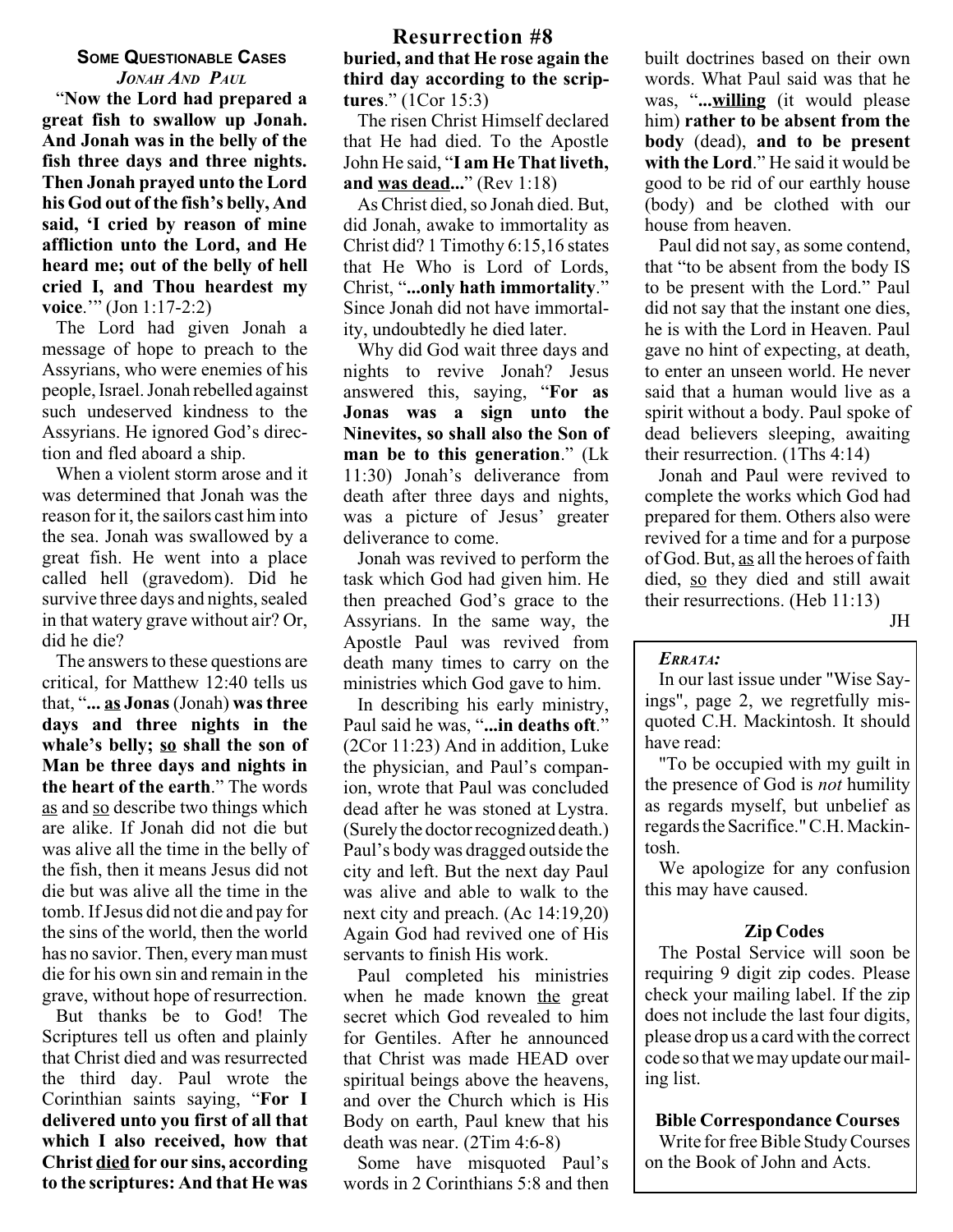## Resurrection #8

### Some Questionable Cases

#### *Jonah and Paul*

"**Now the Lord had prepared a great fish to swallow up Jonah. And Jonah was in the belly of the fish three days and three nights. Then Jonah prayed unto the Lord his God out of the fish's belly, And said, 'I cried by reason of mine affliction unto the Lord, and He heard me; out of the belly of hell cried I, and Thou heardest my voice**.'" (Jon 1:17-2:2)

The Lord had given Jonah a message of hope to preach to the Assyrians, who were enemies of his people, Israel. Jonah rebelled against such undeserved kindness to the Assyrians. He ignored God's direction and fled aboard a ship.

When a violent storm arose and it was determined that Jonah was the reason for it, the sailors cast him into the sea. Jonah was swallowed by a great fish. He went into a place called hell (gravedom). Did he survive three days and nights, sealed in that watery grave without air? Or, did he die?

The answers to these questions are critical, for Matthew 12:40 tells us that, "**... <u>as</u> Jonas** (Jonah) **was three days and three nights in the whale's belly; <u>so</u> shall the son of Man be three days and nights in the heart of the earth**." The words <u>as</u> and <u>so</u> describe two things which are alike. If Jonah did not die but was alive all the time in the belly of the fish, then it means Jesus did not die but was alive all the time in the tomb. If Jesus did not die and pay for the sins of the world, then the world has no savior. Then, every man must die for his own sin and remain in the grave, without hope of resurrection.

But thanks be to God! The Scriptures tell us often and plainly that Christ died and was resurrected the third day. Paul wrote the Corinthian saints saying, "**For I delivered unto you first of all that which I also received, how that Christ <u>died</u> for our sins, according to the scriptures: And that He was buried, and that He rose again the third day according to the scriptures**." (1Cor 15:3)

The risen Christ Himself declared that He had died. To the Apostle John He said, "**I am He That liveth, and <u>was dead</u>...**" (Rev 1:18)

As Christ died, so Jonah died. But, did Jonah, awake to immortality as Christ did? 1 Timothy 6:15,16 states that He Who is Lord of Lords, Christ, "**...only hath immortality**." Since Jonah did not have immortality, undoubtedly he died later.

Why did God wait three days and nights to revive Jonah? Jesus answered this, saying, "**For as Jonas was a sign unto the Ninevites, so shall also the Son of man be to this generation**." (Lk 11:30) Jonah's deliverance from death after three days and nights, was a picture of Jesus' greater deliverance to come.

Jonah was revived to perform the task which God had given him. He then preached God's grace to the Assyrians. In the same way, the Apostle Paul was revived from death many times to carry on the ministries which God gave to him.

In describing his early ministry, Paul said he was, "**...in deaths oft**." (2Cor 11:23) And in addition, Luke the physician, and Paul's companion, wrote that Paul was concluded dead after he was stoned at Lystra. (Surely the doctor recognized death.) Paul's body was dragged outside the city and left. But the next day Paul was alive and able to walk to the next city and preach. (Ac 14:19,20) Again God had revived one of His servants to finish His work.

Paul completed his ministries when he made known <u>the</u> great secret which God revealed to him for Gentiles. After he announced that Christ was made HEAD over spiritual beings above the heavens, and over the Church which is His Body on earth, Paul knew that his death was near. (2Tim 4:6-8)

Some have misquoted Paul's words in 2 Corinthians 5:8 and then built doctrines based on their own words. What Paul said was that he was, "**...<u>willing</u>** (it would please him) **rather to be absent from the body** (dead), **and to be present with the Lord**." He said it would be good to be rid of our earthly house (body) and be clothed with our house from heaven.

Paul did not say, as some contend, that "to be absent from the body IS to be present with the Lord." Paul did not say that the instant one dies, he is with the Lord in Heaven. Paul gave no hint of expecting, at death, to enter an unseen world. He never said that a human would live as a spirit without a body. Paul spoke of dead believers sleeping, awaiting their resurrection. (1Ths 4:14)

Jonah and Paul were revived to complete the works which God had prepared for them. Others also were revived for a time and for a purpose of God. But, <u>as</u> all the heroes of faith died, <u>so</u> they died and still await their resurrections. (Heb 11:13)

JH

---

***Errata:***

In our last issue under "Wise Sayings", page 2, we regretfully misquoted C.H. Mackintosh. It should have read:

"To be occupied with my guilt in the presence of God is *not* humility as regards myself, but unbelief as regards the Sacrifice." C.H. Mackintosh.

We apologize for any confusion this may have caused.

**Zip Codes**

The Postal Service will soon be requiring 9 digit zip codes. Please check your mailing label. If the zip does not include the last four digits, please drop us a card with the correct code so that we may update our mailing list.

**Bible Correspondance Courses**

Write for free Bible Study Courses on the Book of John and Acts.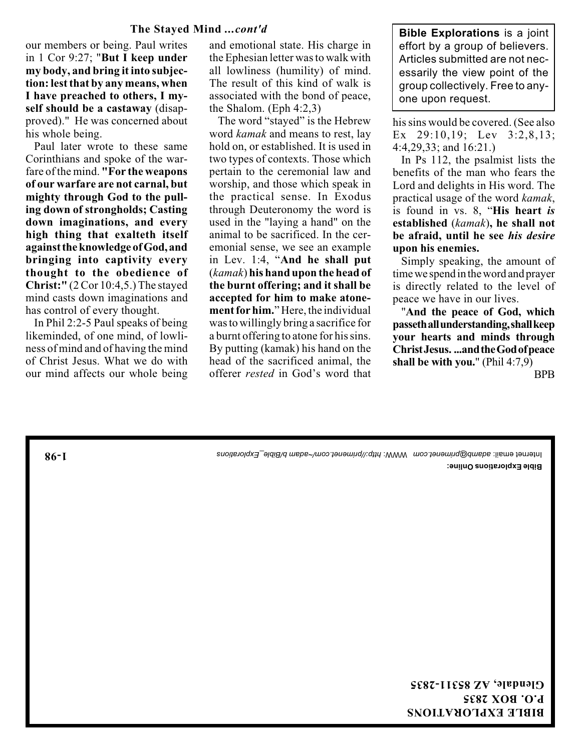**The Stayed Mind** ***...cont'd***

our members or being. Paul writes in 1 Cor 9:27; "**But I keep under my body, and bring it into subjection: lest that by any means, when I have preached to others, I myself should be a castaway** (disapproved)." He was concerned about his whole being.

Paul later wrote to these same Corinthians and spoke of the warfare of the mind. **"For the weapons of our warfare are not carnal, but mighty through God to the pulling down of strongholds; Casting down imaginations, and every high thing that exalteth itself against the knowledge of God, and bringing into captivity every thought to the obedience of Christ:"** (2 Cor 10:4,5.) The stayed mind casts down imaginations and has control of every thought.

In Phil 2:2-5 Paul speaks of being likeminded, of one mind, of lowliness of mind and of having the mind of Christ Jesus. What we do with our mind affects our whole being and emotional state. His charge in the Ephesian letter was to walk with all lowliness (humility) of mind. The result of this kind of walk is associated with the bond of peace, the Shalom. (Eph 4:2,3)

The word "stayed" is the Hebrew word *kamak* and means to rest, lay hold on, or established. It is used in two types of contexts. Those which pertain to the ceremonial law and worship, and those which speak in the practical sense. In Exodus through Deuteronomy the word is used in the "laying a hand" on the animal to be sacrificed. In the ceremonial sense, we see an example in Lev. 1:4, "**And he shall put** (*kamak*) **his hand upon the head of the burnt offering; and it shall be accepted for him to make atonement for him.**" Here, the individual was to willingly bring a sacrifice for a burnt offering to atone for his sins. By putting (kamak) his hand on the head of the sacrificed animal, the offerer *rested* in God's word that his sins would be covered. (See also Ex 29:10,19; Lev 3:2,8,13; 4:4,29,33; and 16:21.)

In Ps 112, the psalmist lists the benefits of the man who fears the Lord and delights in His word. The practical usage of the word *kamak*, is found in vs. 8, "**His heart *is* established** (*kamak*)**, he shall not be afraid, until he see *his desire* upon his enemies.**

Simply speaking, the amount of time we spend in the word and prayer is directly related to the level of peace we have in our lives.

"**And the peace of God, which passeth all understanding, shall keep your hearts and minds through Christ Jesus. ...and the God of peace shall be with you.**" (Phil 4:7,9)

BPB

**Bible Explorations** is a joint effort by a group of believers. Articles submitted are not necessarily the view point of the group collectively. Free to anyone upon request.

**Bible Explorations Online:**
Internet email: *adamb@primenet.com* WWW: *http://primenet.com/~adamb/Bible_Explorations*

**1-98**

**BIBLE EXPLORATIONS**
**P.O. BOX 2835**
**Glendale, AZ 85311-2835**